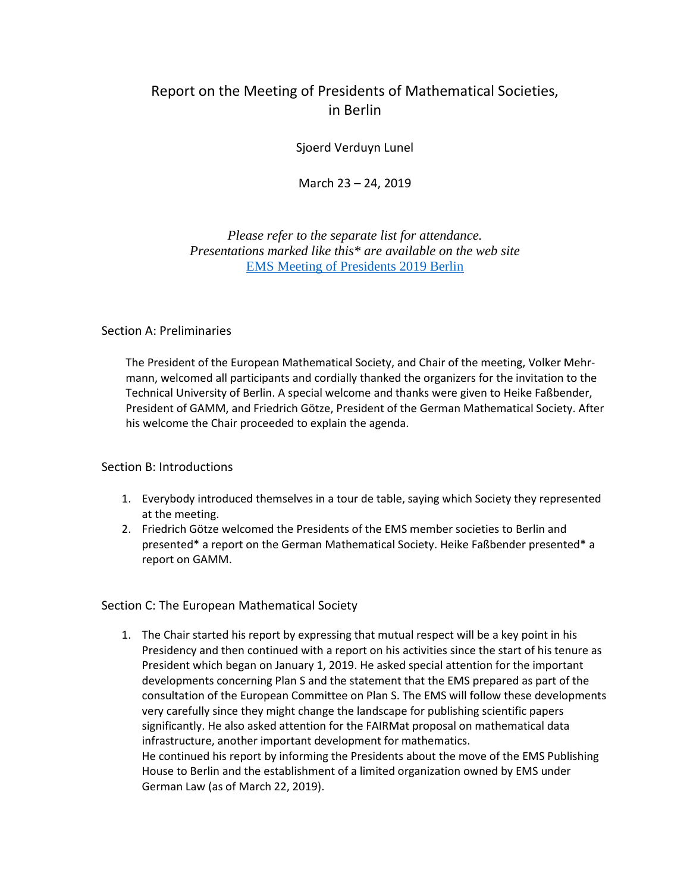# Report on the Meeting of Presidents of Mathematical Societies, in Berlin

Sjoerd Verduyn Lunel

March 23 – 24, 2019

*Please refer to the separate list for attendance.*
*Presentations marked like this* are available on the web site*
[EMS Meeting of Presidents 2019 Berlin]

## Section A: Preliminaries

The President of the European Mathematical Society, and Chair of the meeting, Volker Mehrmann, welcomed all participants and cordially thanked the organizers for the invitation to the Technical University of Berlin. A special welcome and thanks were given to Heike Faßbender, President of GAMM, and Friedrich Götze, President of the German Mathematical Society. After his welcome the Chair proceeded to explain the agenda.

## Section B: Introductions

1. Everybody introduced themselves in a tour de table, saying which Society they represented at the meeting.
2. Friedrich Götze welcomed the Presidents of the EMS member societies to Berlin and presented* a report on the German Mathematical Society. Heike Faßbender presented* a report on GAMM.

## Section C: The European Mathematical Society

1. The Chair started his report by expressing that mutual respect will be a key point in his Presidency and then continued with a report on his activities since the start of his tenure as President which began on January 1, 2019. He asked special attention for the important developments concerning Plan S and the statement that the EMS prepared as part of the consultation of the European Committee on Plan S. The EMS will follow these developments very carefully since they might change the landscape for publishing scientific papers significantly. He also asked attention for the FAIRMat proposal on mathematical data infrastructure, another important development for mathematics.
   He continued his report by informing the Presidents about the move of the EMS Publishing House to Berlin and the establishment of a limited organization owned by EMS under German Law (as of March 22, 2019).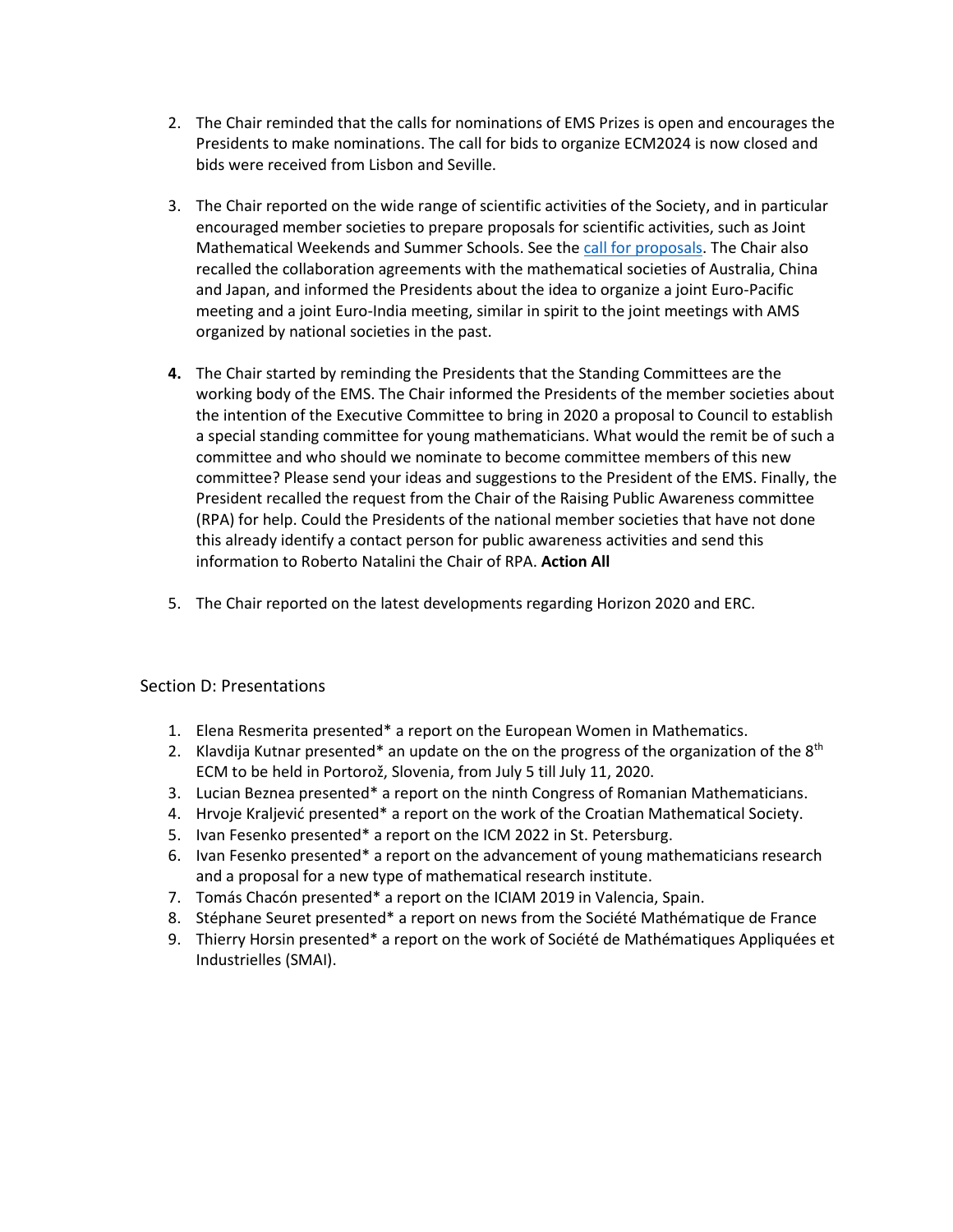2. The Chair reminded that the calls for nominations of EMS Prizes is open and encourages the Presidents to make nominations. The call for bids to organize ECM2024 is now closed and bids were received from Lisbon and Seville.

3. The Chair reported on the wide range of scientific activities of the Society, and in particular encouraged member societies to prepare proposals for scientific activities, such as Joint Mathematical Weekends and Summer Schools. See the call for proposals. The Chair also recalled the collaboration agreements with the mathematical societies of Australia, China and Japan, and informed the Presidents about the idea to organize a joint Euro-Pacific meeting and a joint Euro-India meeting, similar in spirit to the joint meetings with AMS organized by national societies in the past.

4. The Chair started by reminding the Presidents that the Standing Committees are the working body of the EMS. The Chair informed the Presidents of the member societies about the intention of the Executive Committee to bring in 2020 a proposal to Council to establish a special standing committee for young mathematicians. What would the remit be of such a committee and who should we nominate to become committee members of this new committee? Please send your ideas and suggestions to the President of the EMS. Finally, the President recalled the request from the Chair of the Raising Public Awareness committee (RPA) for help. Could the Presidents of the national member societies that have not done this already identify a contact person for public awareness activities and send this information to Roberto Natalini the Chair of RPA. **Action All**

5. The Chair reported on the latest developments regarding Horizon 2020 and ERC.

## Section D: Presentations

1. Elena Resmerita presented* a report on the European Women in Mathematics.
2. Klavdija Kutnar presented* an update on the on the progress of the organization of the 8th ECM to be held in Portorož, Slovenia, from July 5 till July 11, 2020.
3. Lucian Beznea presented* a report on the ninth Congress of Romanian Mathematicians.
4. Hrvoje Kraljević presented* a report on the work of the Croatian Mathematical Society.
5. Ivan Fesenko presented* a report on the ICM 2022 in St. Petersburg.
6. Ivan Fesenko presented* a report on the advancement of young mathematicians research and a proposal for a new type of mathematical research institute.
7. Tomás Chacón presented* a report on the ICIAM 2019 in Valencia, Spain.
8. Stéphane Seuret presented* a report on news from the Société Mathématique de France
9. Thierry Horsin presented* a report on the work of Société de Mathématiques Appliquées et Industrielles (SMAI).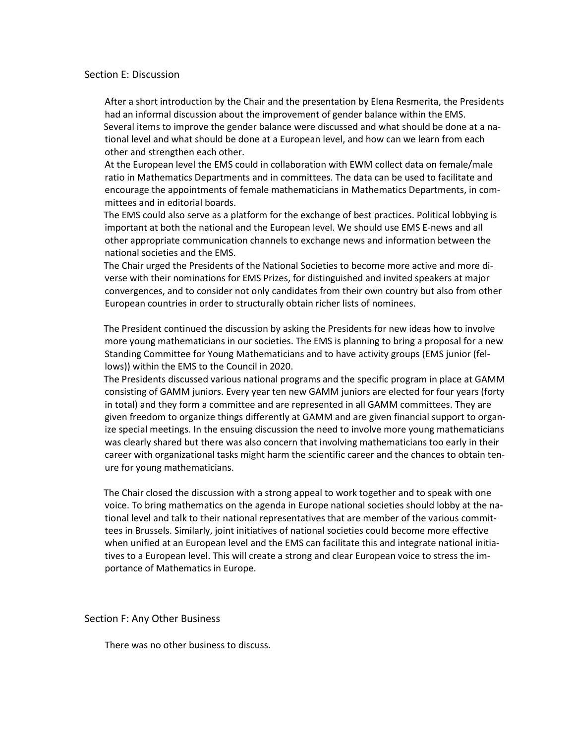## Section E: Discussion

After a short introduction by the Chair and the presentation by Elena Resmerita, the Presidents had an informal discussion about the improvement of gender balance within the EMS.
Several items to improve the gender balance were discussed and what should be done at a national level and what should be done at a European level, and how can we learn from each other and strengthen each other.
At the European level the EMS could in collaboration with EWM collect data on female/male ratio in Mathematics Departments and in committees. The data can be used to facilitate and encourage the appointments of female mathematicians in Mathematics Departments, in committees and in editorial boards.
The EMS could also serve as a platform for the exchange of best practices. Political lobbying is important at both the national and the European level. We should use EMS E-news and all other appropriate communication channels to exchange news and information between the national societies and the EMS.
The Chair urged the Presidents of the National Societies to become more active and more diverse with their nominations for EMS Prizes, for distinguished and invited speakers at major convergences, and to consider not only candidates from their own country but also from other European countries in order to structurally obtain richer lists of nominees.

The President continued the discussion by asking the Presidents for new ideas how to involve more young mathematicians in our societies. The EMS is planning to bring a proposal for a new Standing Committee for Young Mathematicians and to have activity groups (EMS junior (fellows)) within the EMS to the Council in 2020.
The Presidents discussed various national programs and the specific program in place at GAMM consisting of GAMM juniors. Every year ten new GAMM juniors are elected for four years (forty in total) and they form a committee and are represented in all GAMM committees. They are given freedom to organize things differently at GAMM and are given financial support to organize special meetings. In the ensuing discussion the need to involve more young mathematicians was clearly shared but there was also concern that involving mathematicians too early in their career with organizational tasks might harm the scientific career and the chances to obtain tenure for young mathematicians.

The Chair closed the discussion with a strong appeal to work together and to speak with one voice. To bring mathematics on the agenda in Europe national societies should lobby at the national level and talk to their national representatives that are member of the various committees in Brussels. Similarly, joint initiatives of national societies could become more effective when unified at an European level and the EMS can facilitate this and integrate national initiatives to a European level. This will create a strong and clear European voice to stress the importance of Mathematics in Europe.

## Section F: Any Other Business

There was no other business to discuss.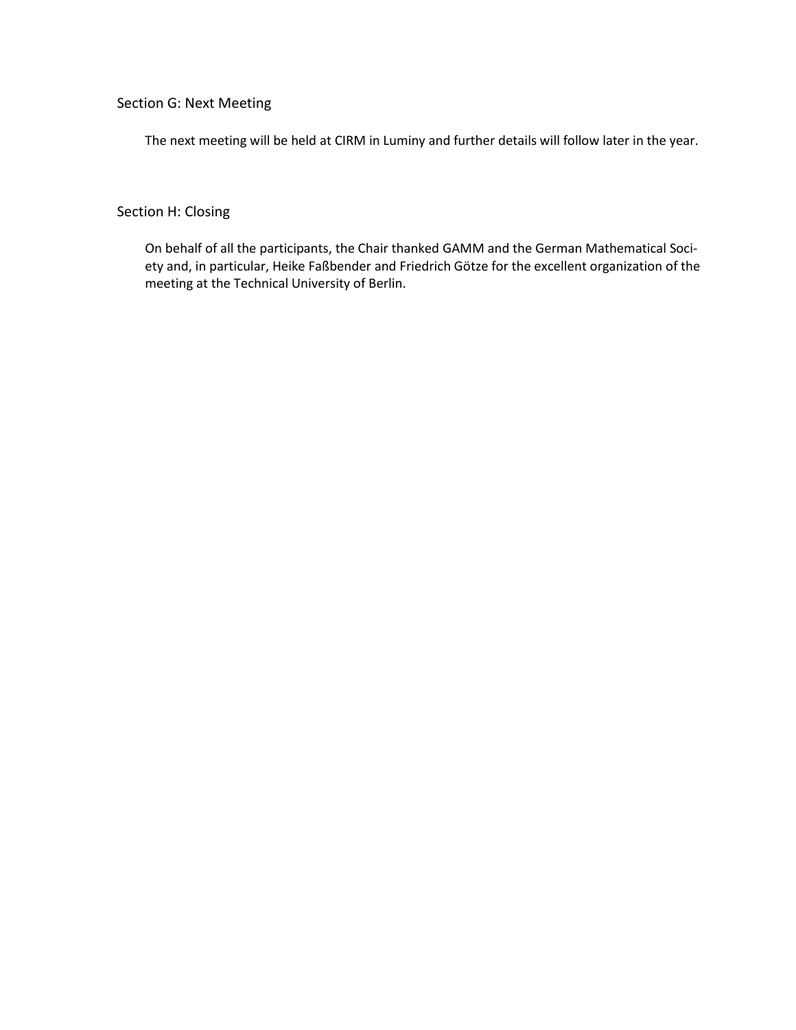## Section G: Next Meeting

The next meeting will be held at CIRM in Luminy and further details will follow later in the year.

## Section H: Closing

On behalf of all the participants, the Chair thanked GAMM and the German Mathematical Society and, in particular, Heike Faßbender and Friedrich Götze for the excellent organization of the meeting at the Technical University of Berlin.